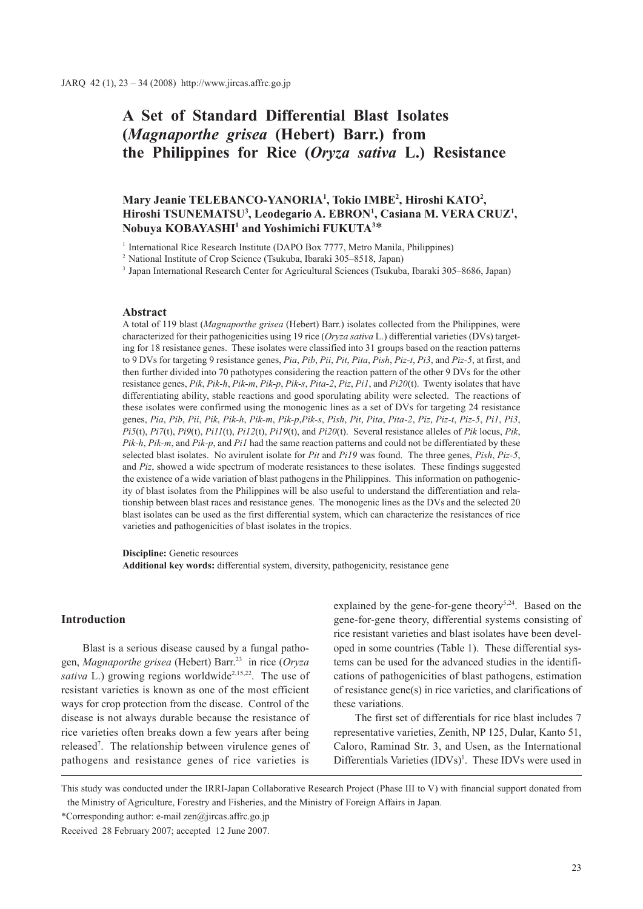# A Set of Standard Differential Blast Isolates (*Magnaporthe grisea* (Hebert) Barr.) from the Philippines for Rice (*Oryza sativa* L.) Resistance

**Mary Jeanie TELEBANCO-YANORIA[1], Tokio IMBE[2], Hiroshi KATO[2], Hiroshi TSUNEMATSU[3], Leodegario A. EBRON[1], Casiana M. VERA CRUZ[1], Nobuya KOBAYASHI[1] and Yoshimichi FUKUTA[3]***

[1] International Rice Research Institute (DAPO Box 7777, Metro Manila, Philippines)

[2] National Institute of Crop Science (Tsukuba, Ibaraki 305–8518, Japan)

[3] Japan International Research Center for Agricultural Sciences (Tsukuba, Ibaraki 305–8686, Japan)

## Abstract

A total of 119 blast (*Magnaporthe grisea* (Hebert) Barr.) isolates collected from the Philippines, were characterized for their pathogenicities using 19 rice (*Oryza sativa* L.) differential varieties (DVs) targeting for 18 resistance genes. These isolates were classified into 31 groups based on the reaction patterns to 9 DVs for targeting 9 resistance genes, *Pia*, *Pib*, *Pii*, *Pit*, *Pita*, *Pish*, *Piz-t*, *Pi3*, and *Piz-5*, at first, and then further divided into 70 pathotypes considering the reaction pattern of the other 9 DVs for the other resistance genes, *Pik*, *Pik-h*, *Pik-m*, *Pik-p*, *Pik-s*, *Pita-2*, *Piz*, *Pi1*, and *Pi20*(t). Twenty isolates that have differentiating ability, stable reactions and good sporulating ability were selected. The reactions of these isolates were confirmed using the monogenic lines as a set of DVs for targeting 24 resistance genes, *Pia*, *Pib*, *Pii*, *Pik*, *Pik-h*, *Pik-m*, *Pik-p*,*Pik-s*, *Pish*, *Pit*, *Pita*, *Pita-2*, *Piz*, *Piz-t*, *Piz-5*, *Pi1*, *Pi3*, *Pi5*(t), *Pi7*(t), *Pi9*(t), *Pi11*(t), *Pi12*(t), *Pi19*(t), and *Pi20*(t). Several resistance alleles of *Pik* locus, *Pik*, *Pik-h*, *Pik-m*, and *Pik-p*, and *Pi1* had the same reaction patterns and could not be differentiated by these selected blast isolates. No avirulent isolate for *Pit* and *Pi19* was found. The three genes, *Pish*, *Piz-5*, and *Piz*, showed a wide spectrum of moderate resistances to these isolates. These findings suggested the existence of a wide variation of blast pathogens in the Philippines. This information on pathogenicity of blast isolates from the Philippines will be also useful to understand the differentiation and relationship between blast races and resistance genes. The monogenic lines as the DVs and the selected 20 blast isolates can be used as the first differential system, which can characterize the resistances of rice varieties and pathogenicities of blast isolates in the tropics.

**Discipline:** Genetic resources

**Additional key words:** differential system, diversity, pathogenicity, resistance gene

## Introduction

Blast is a serious disease caused by a fungal pathogen, *Magnaporthe grisea* (Hebert) Barr.[23] in rice (*Oryza sativa* L.) growing regions worldwide[2,15,22]. The use of resistant varieties is known as one of the most efficient ways for crop protection from the disease. Control of the disease is not always durable because the resistance of rice varieties often breaks down a few years after being released[7]. The relationship between virulence genes of pathogens and resistance genes of rice varieties is explained by the gene-for-gene theory[5,24]. Based on the gene-for-gene theory, differential systems consisting of rice resistant varieties and blast isolates have been developed in some countries (Table 1). These differential systems can be used for the advanced studies in the identifications of pathogenicities of blast pathogens, estimation of resistance gene(s) in rice varieties, and clarifications of these variations.

The first set of differentials for rice blast includes 7 representative varieties, Zenith, NP 125, Dular, Kanto 51, Caloro, Raminad Str. 3, and Usen, as the International Differentials Varieties (IDVs)[1]. These IDVs were used in

This study was conducted under the IRRI-Japan Collaborative Research Project (Phase III to V) with financial support donated from the Ministry of Agriculture, Forestry and Fisheries, and the Ministry of Foreign Affairs in Japan.

*Corresponding author: e-mail zen@jircas.affrc.go.jp

Received 28 February 2007; accepted 12 June 2007.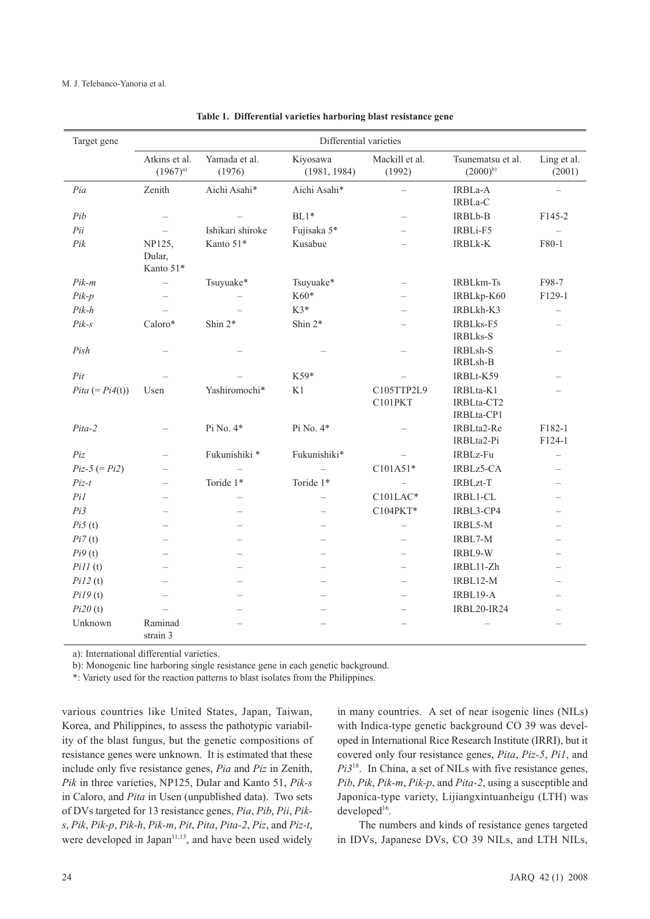**Table 1. Differential varieties harboring blast resistance gene**

| Target gene | Differential varieties | | | | | |
|---|---|---|---|---|---|---|
| | Atkins et al. (1967)[a)] | Yamada et al. (1976) | Kiyosawa (1981, 1984) | Mackill et al. (1992) | Tsunematsu et al. (2000)[b)] | Ling et al. (2001) |
| *Pia* | Zenith | Aichi Asahi* | Aichi Asahi* | – | IRBLa-A IRBLa-C | – |
| *Pib* | – | – | BL1* | – | IRBLb-B | F145-2 |
| *Pii* | – | Ishikari shiroke | Fujisaka 5* | – | IRBLi-F5 | – |
| *Pik* | NP125, Dular, Kanto 51* | Kanto 51* | Kusabue | – | IRBLk-K | F80-1 |
| *Pik-m* | – | Tsuyuake* | Tsuyuake* | – | IRBLkm-Ts | F98-7 |
| *Pik-p* | – | – | K60* | – | IRBLkp-K60 | F129-1 |
| *Pik-h* | – | – | K3* | – | IRBLkh-K3 | – |
| *Pik-s* | Caloro* | Shin 2* | Shin 2* | – | IRBLks-F5 IRBLks-S | – |
| *Pish* | – | – | – | – | IRBLsh-S IRBLsh-B | – |
| *Pit* | – | – | K59* | – | IRBLt-K59 | – |
| *Pita* (= *Pi4*(t)) | Usen | Yashiromochi* | K1 | C105TTP2L9 C101PKT | IRBLta-K1 IRBLta-CT2 IRBLta-CP1 | – |
| *Pita-2* | – | Pi No. 4* | Pi No. 4* | – | IRBLta2-Re IRBLta2-Pi | F182-1 F124-1 |
| *Piz* | – | Fukunishiki * | Fukunishiki* | – | IRBLz-Fu | – |
| *Piz-5* (= *Pi2*) | – | – | – | C101A51* | IRBLz5-CA | – |
| *Piz-t* | – | Toride 1* | Toride 1* | – | IRBLzt-T | – |
| *Pi1* | – | – | – | C101LAC* | IRBL1-CL | – |
| *Pi3* | – | – | – | C104PKT* | IRBL3-CP4 | – |
| *Pi5* (t) | – | – | – | – | IRBL5-M | – |
| *Pi7* (t) | – | – | – | – | IRBL7-M | – |
| *Pi9* (t) | – | – | – | – | IRBL9-W | – |
| *Pi11* (t) | – | – | – | – | IRBL11-Zh | – |
| *Pi12* (t) | – | – | – | – | IRBL12-M | – |
| *Pi19* (t) | – | – | – | – | IRBL19-A | – |
| *Pi20* (t) | – | – | – | – | IRBL20-IR24 | – |
| Unknown | Raminad strain 3 | – | – | – | – | – |

a): International differential varieties.

b): Monogenic line harboring single resistance gene in each genetic background.

*: Variety used for the reaction patterns to blast isolates from the Philippines.

various countries like United States, Japan, Taiwan, Korea, and Philippines, to assess the pathotypic variability of the blast fungus, but the genetic compositions of resistance genes were unknown. It is estimated that these include only five resistance genes, *Pia* and *Piz* in Zenith, *Pik* in three varieties, NP125, Dular and Kanto 51, *Pik-s* in Caloro, and *Pita* in Usen (unpublished data). Two sets of DVs targeted for 13 resistance genes, *Pia*, *Pib*, *Pii*, *Pik-s*, *Pik*, *Pik-p*, *Pik-h*, *Pik-m*, *Pit*, *Pita*, *Pita-2*, *Piz*, and *Piz-t*, were developed in Japan[11,13], and have been used widely in many countries. A set of near isogenic lines (NILs) with Indica-type genetic background CO 39 was developed in International Rice Research Institute (IRRI), but it covered only four resistance genes, *Pita*, *Piz-5*, *Pi1*, and *Pi3*[18]. In China, a set of NILs with five resistance genes, *Pib*, *Pik*, *Pik-m*, *Pik-p*, and *Pita-2*, using a susceptible and Japonica-type variety, Lijiangxintuanheigu (LTH) was developed[16].

The numbers and kinds of resistance genes targeted in IDVs, Japanese DVs, CO 39 NILs, and LTH NILs,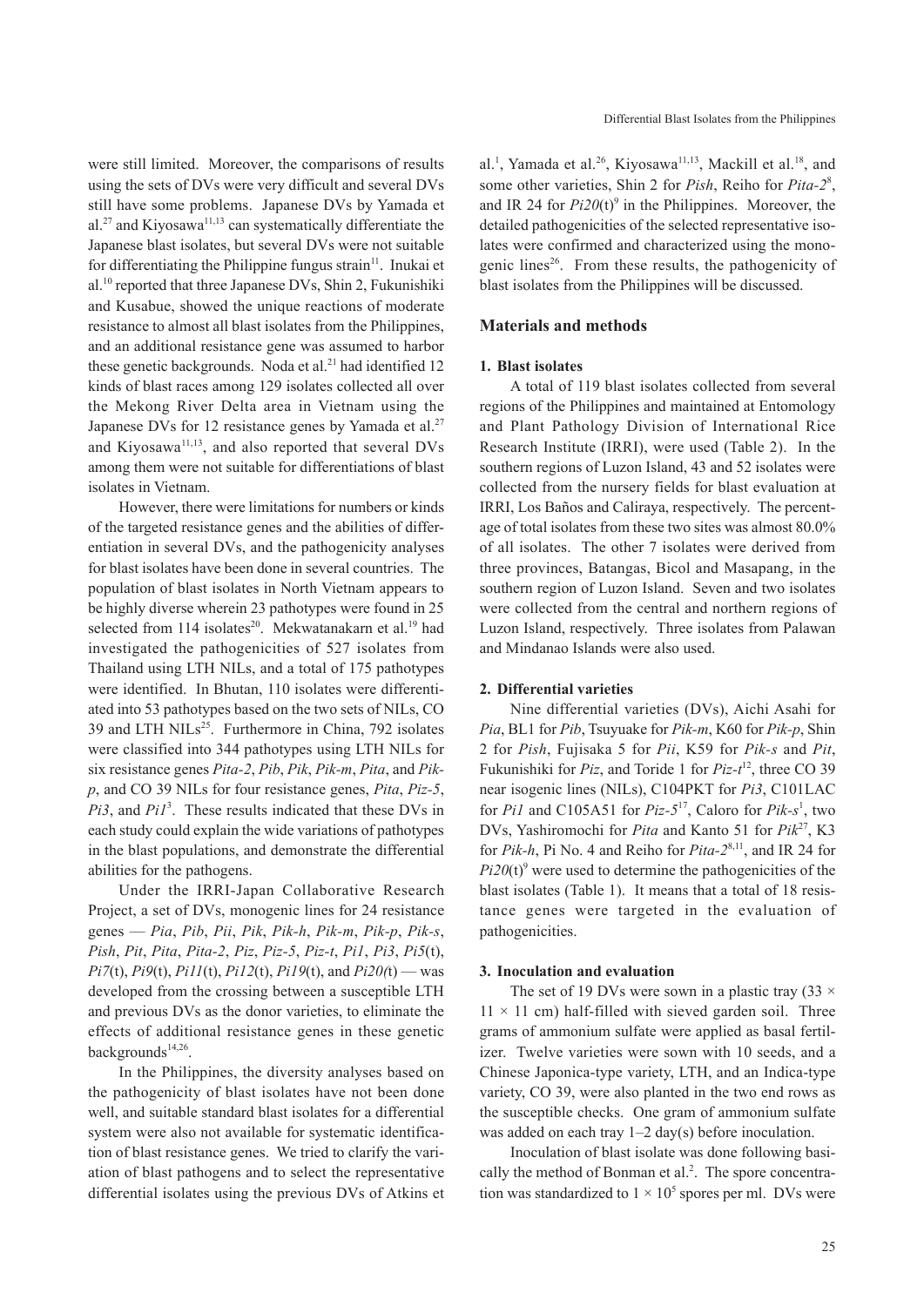were still limited. Moreover, the comparisons of results using the sets of DVs were very difficult and several DVs still have some problems. Japanese DVs by Yamada et al.[27] and Kiyosawa[11,13] can systematically differentiate the Japanese blast isolates, but several DVs were not suitable for differentiating the Philippine fungus strain[11]. Inukai et al.[10] reported that three Japanese DVs, Shin 2, Fukunishiki and Kusabue, showed the unique reactions of moderate resistance to almost all blast isolates from the Philippines, and an additional resistance gene was assumed to harbor these genetic backgrounds. Noda et al.[21] had identified 12 kinds of blast races among 129 isolates collected all over the Mekong River Delta area in Vietnam using the Japanese DVs for 12 resistance genes by Yamada et al.[27] and Kiyosawa[11,13], and also reported that several DVs among them were not suitable for differentiations of blast isolates in Vietnam.

However, there were limitations for numbers or kinds of the targeted resistance genes and the abilities of differentiation in several DVs, and the pathogenicity analyses for blast isolates have been done in several countries. The population of blast isolates in North Vietnam appears to be highly diverse wherein 23 pathotypes were found in 25 selected from 114 isolates[20]. Mekwatanakarn et al.[19] had investigated the pathogenicities of 527 isolates from Thailand using LTH NILs, and a total of 175 pathotypes were identified. In Bhutan, 110 isolates were differentiated into 53 pathotypes based on the two sets of NILs, CO 39 and LTH NILs[25]. Furthermore in China, 792 isolates were classified into 344 pathotypes using LTH NILs for six resistance genes *Pita-2*, *Pib*, *Pik*, *Pik-m*, *Pita*, and *Pik-p*, and CO 39 NILs for four resistance genes, *Pita*, *Piz-5*, *Pi3*, and *Pi1*[3]. These results indicated that these DVs in each study could explain the wide variations of pathotypes in the blast populations, and demonstrate the differential abilities for the pathogens.

Under the IRRI-Japan Collaborative Research Project, a set of DVs, monogenic lines for 24 resistance genes — *Pia*, *Pib*, *Pii*, *Pik*, *Pik-h*, *Pik-m*, *Pik-p*, *Pik-s*, *Pish*, *Pit*, *Pita*, *Pita-2*, *Piz*, *Piz-5*, *Piz-t*, *Pi1*, *Pi3*, *Pi5*(t), *Pi7*(t), *Pi9*(t), *Pi11*(t), *Pi12*(t), *Pi19*(t), and *Pi20(*t) — was developed from the crossing between a susceptible LTH and previous DVs as the donor varieties, to eliminate the effects of additional resistance genes in these genetic backgrounds[14,26].

In the Philippines, the diversity analyses based on the pathogenicity of blast isolates have not been done well, and suitable standard blast isolates for a differential system were also not available for systematic identification of blast resistance genes. We tried to clarify the variation of blast pathogens and to select the representative differential isolates using the previous DVs of Atkins et al.[1], Yamada et al.[26], Kiyosawa[11,13], Mackill et al.[18], and some other varieties, Shin 2 for *Pish*, Reiho for *Pita-2*[8], and IR 24 for *Pi20*(t)[9] in the Philippines. Moreover, the detailed pathogenicities of the selected representative isolates were confirmed and characterized using the monogenic lines[26]. From these results, the pathogenicity of blast isolates from the Philippines will be discussed.

## Materials and methods

### 1. Blast isolates

A total of 119 blast isolates collected from several regions of the Philippines and maintained at Entomology and Plant Pathology Division of International Rice Research Institute (IRRI), were used (Table 2). In the southern regions of Luzon Island, 43 and 52 isolates were collected from the nursery fields for blast evaluation at IRRI, Los Baños and Caliraya, respectively. The percentage of total isolates from these two sites was almost 80.0% of all isolates. The other 7 isolates were derived from three provinces, Batangas, Bicol and Masapang, in the southern region of Luzon Island. Seven and two isolates were collected from the central and northern regions of Luzon Island, respectively. Three isolates from Palawan and Mindanao Islands were also used.

### 2. Differential varieties

Nine differential varieties (DVs), Aichi Asahi for *Pia*, BL1 for *Pib*, Tsuyuake for *Pik-m*, K60 for *Pik-p*, Shin 2 for *Pish*, Fujisaka 5 for *Pii*, K59 for *Pik-s* and *Pit*, Fukunishiki for *Piz*, and Toride 1 for *Piz-t*[12], three CO 39 near isogenic lines (NILs), C104PKT for *Pi3*, C101LAC for *Pi1* and C105A51 for *Piz-5*[17], Caloro for *Pik-s*[1], two DVs, Yashiromochi for *Pita* and Kanto 51 for *Pik*[27], K3 for *Pik-h*, Pi No. 4 and Reiho for *Pita-2*[8,11], and IR 24 for *Pi20*(t)[9] were used to determine the pathogenicities of the blast isolates (Table 1). It means that a total of 18 resistance genes were targeted in the evaluation of pathogenicities.

### 3. Inoculation and evaluation

The set of 19 DVs were sown in a plastic tray (33 × 11 × 11 cm) half-filled with sieved garden soil. Three grams of ammonium sulfate were applied as basal fertilizer. Twelve varieties were sown with 10 seeds, and a Chinese Japonica-type variety, LTH, and an Indica-type variety, CO 39, were also planted in the two end rows as the susceptible checks. One gram of ammonium sulfate was added on each tray 1–2 day(s) before inoculation.

Inoculation of blast isolate was done following basically the method of Bonman et al.[2]. The spore concentration was standardized to $1 \times 10^5$ spores per ml. DVs were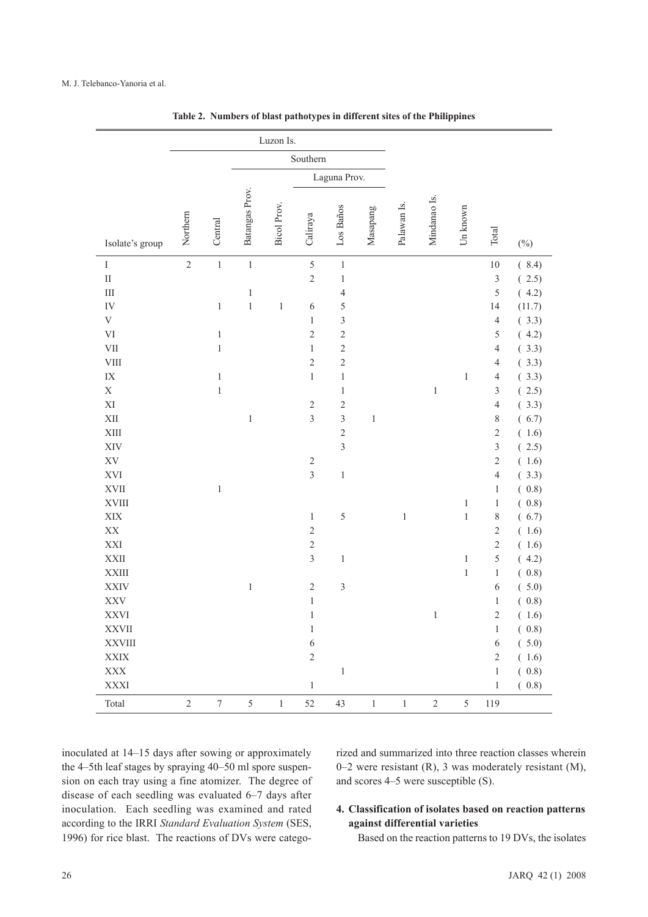**Table 2. Numbers of blast pathotypes in different sites of the Philippines**

| | Luzon Is. | | | | | | | | | | | |
|---|---|---|---|---|---|---|---|---|---|---|---|---|
| | | | Southern | | | | | | | | | |
| | | | | | Laguna Prov. | | | | | | | |
| Isolate's group | Northern | Central | Batangas Prov. | Bicol Prov. | Caliraya | Los Baños | Masapang | Palawan Is. | Mindanao Is. | Un known | Total | (%) |
| I | 2 | 1 | 1 | | 5 | 1 | | | | | 10 | ( 8.4) |
| II | | | | | 2 | 1 | | | | | 3 | ( 2.5) |
| III | | | 1 | | | 4 | | | | | 5 | ( 4.2) |
| IV | | 1 | 1 | 1 | 6 | 5 | | | | | 14 | (11.7) |
| V | | | | | 1 | 3 | | | | | 4 | ( 3.3) |
| VI | | 1 | | | 2 | 2 | | | | | 5 | ( 4.2) |
| VII | | 1 | | | 1 | 2 | | | | | 4 | ( 3.3) |
| VIII | | | | | 2 | 2 | | | | | 4 | ( 3.3) |
| IX | | 1 | | | 1 | 1 | | | | 1 | 4 | ( 3.3) |
| X | | 1 | | | | 1 | | | 1 | | 3 | ( 2.5) |
| XI | | | | | 2 | 2 | | | | | 4 | ( 3.3) |
| XII | | | 1 | | 3 | 3 | 1 | | | | 8 | ( 6.7) |
| XIII | | | | | | 2 | | | | | 2 | ( 1.6) |
| XIV | | | | | | 3 | | | | | 3 | ( 2.5) |
| XV | | | | | 2 | | | | | | 2 | ( 1.6) |
| XVI | | | | | 3 | 1 | | | | | 4 | ( 3.3) |
| XVII | | 1 | | | | | | | | | 1 | ( 0.8) |
| XVIII | | | | | | | | | | 1 | 1 | ( 0.8) |
| XIX | | | | | 1 | 5 | | 1 | | 1 | 8 | ( 6.7) |
| XX | | | | | 2 | | | | | | 2 | ( 1.6) |
| XXI | | | | | 2 | | | | | | 2 | ( 1.6) |
| XXII | | | | | 3 | 1 | | | | 1 | 5 | ( 4.2) |
| XXIII | | | | | | | | | | 1 | 1 | ( 0.8) |
| XXIV | | | 1 | | 2 | 3 | | | | | 6 | ( 5.0) |
| XXV | | | | | 1 | | | | | | 1 | ( 0.8) |
| XXVI | | | | | 1 | | | | 1 | | 2 | ( 1.6) |
| XXVII | | | | | 1 | | | | | | 1 | ( 0.8) |
| XXVIII | | | | | 6 | | | | | | 6 | ( 5.0) |
| XXIX | | | | | 2 | | | | | | 2 | ( 1.6) |
| XXX | | | | | | 1 | | | | | 1 | ( 0.8) |
| XXXI | | | | | 1 | | | | | | 1 | ( 0.8) |
| Total | 2 | 7 | 5 | 1 | 52 | 43 | 1 | 1 | 2 | 5 | 119 | |

inoculated at 14–15 days after sowing or approximately the 4–5th leaf stages by spraying 40–50 ml spore suspension on each tray using a fine atomizer. The degree of disease of each seedling was evaluated 6–7 days after inoculation. Each seedling was examined and rated according to the IRRI *Standard Evaluation System* (SES, 1996) for rice blast. The reactions of DVs were categorized and summarized into three reaction classes wherein 0–2 were resistant (R), 3 was moderately resistant (M), and scores 4–5 were susceptible (S).

### 4. Classification of isolates based on reaction patterns against differential varieties

Based on the reaction patterns to 19 DVs, the isolates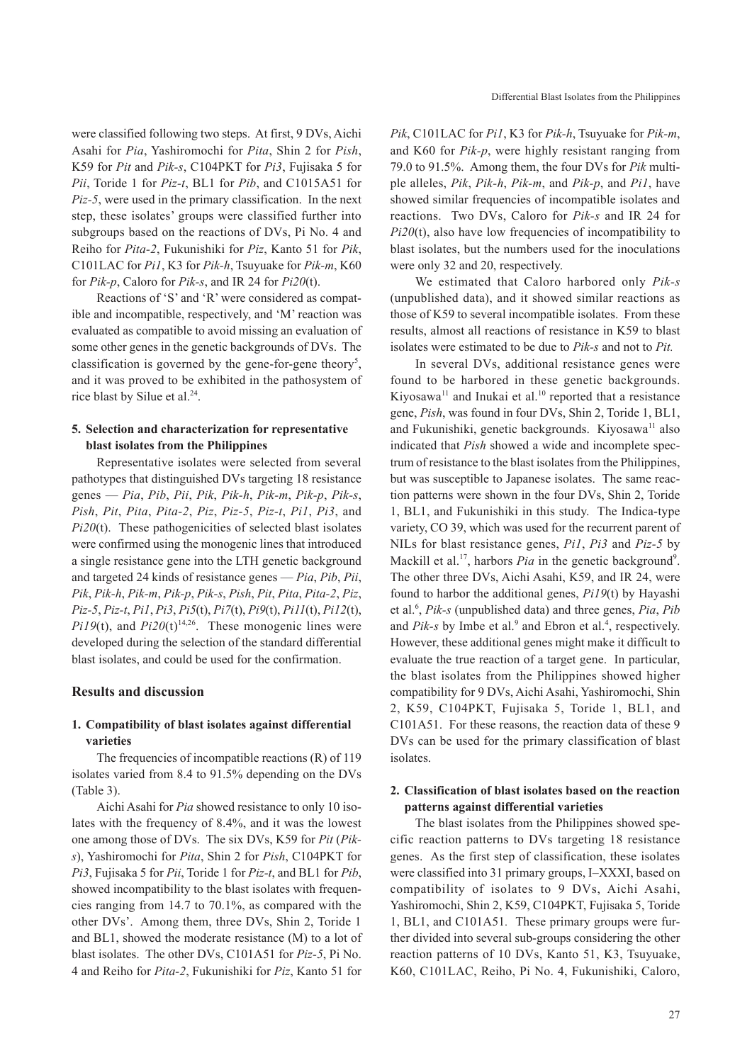were classified following two steps. At first, 9 DVs, Aichi Asahi for *Pia*, Yashiromochi for *Pita*, Shin 2 for *Pish*, K59 for *Pit* and *Pik-s*, C104PKT for *Pi3*, Fujisaka 5 for *Pii*, Toride 1 for *Piz-t*, BL1 for *Pib*, and C1015A51 for *Piz-5*, were used in the primary classification. In the next step, these isolates' groups were classified further into subgroups based on the reactions of DVs, Pi No. 4 and Reiho for *Pita-2*, Fukunishiki for *Piz*, Kanto 51 for *Pik*, C101LAC for *Pi1*, K3 for *Pik-h*, Tsuyuake for *Pik-m*, K60 for *Pik-p*, Caloro for *Pik-s*, and IR 24 for *Pi20*(t).

Reactions of 'S' and 'R' were considered as compatible and incompatible, respectively, and 'M' reaction was evaluated as compatible to avoid missing an evaluation of some other genes in the genetic backgrounds of DVs. The classification is governed by the gene-for-gene theory[5], and it was proved to be exhibited in the pathosystem of rice blast by Silue et al.[24].

### 5. Selection and characterization for representative blast isolates from the Philippines

Representative isolates were selected from several pathotypes that distinguished DVs targeting 18 resistance genes — *Pia*, *Pib*, *Pii*, *Pik*, *Pik-h*, *Pik-m*, *Pik-p*, *Pik-s*, *Pish*, *Pit*, *Pita*, *Pita-2*, *Piz*, *Piz-5*, *Piz-t*, *Pi1*, *Pi3*, and *Pi20*(t). These pathogenicities of selected blast isolates were confirmed using the monogenic lines that introduced a single resistance gene into the LTH genetic background and targeted 24 kinds of resistance genes — *Pia*, *Pib*, *Pii*, *Pik*, *Pik-h*, *Pik-m*, *Pik-p*, *Pik-s*, *Pish*, *Pit*, *Pita*, *Pita-2*, *Piz*, *Piz-5*, *Piz-t*, *Pi1*, *Pi3*, *Pi5*(t), *Pi7*(t), *Pi9*(t), *Pi11*(t), *Pi12*(t), *Pi19*(t), and *Pi20*(t)[14,26]. These monogenic lines were developed during the selection of the standard differential blast isolates, and could be used for the confirmation.

## Results and discussion

### 1. Compatibility of blast isolates against differential varieties

The frequencies of incompatible reactions (R) of 119 isolates varied from 8.4 to 91.5% depending on the DVs (Table 3).

Aichi Asahi for *Pia* showed resistance to only 10 isolates with the frequency of 8.4%, and it was the lowest one among those of DVs. The six DVs, K59 for *Pit* (*Pik-s*), Yashiromochi for *Pita*, Shin 2 for *Pish*, C104PKT for *Pi3*, Fujisaka 5 for *Pii*, Toride 1 for *Piz-t*, and BL1 for *Pib*, showed incompatibility to the blast isolates with frequencies ranging from 14.7 to 70.1%, as compared with the other DVs'. Among them, three DVs, Shin 2, Toride 1 and BL1, showed the moderate resistance (M) to a lot of blast isolates. The other DVs, C101A51 for *Piz-5*, Pi No. 4 and Reiho for *Pita-2*, Fukunishiki for *Piz*, Kanto 51 for *Pik*, C101LAC for *Pi1*, K3 for *Pik-h*, Tsuyuake for *Pik-m*, and K60 for *Pik-p*, were highly resistant ranging from 79.0 to 91.5%. Among them, the four DVs for *Pik* multiple alleles, *Pik*, *Pik-h*, *Pik-m*, and *Pik-p*, and *Pi1*, have showed similar frequencies of incompatible isolates and reactions. Two DVs, Caloro for *Pik-s* and IR 24 for *Pi20*(t), also have low frequencies of incompatibility to blast isolates, but the numbers used for the inoculations were only 32 and 20, respectively.

We estimated that Caloro harbored only *Pik-s* (unpublished data), and it showed similar reactions as those of K59 to several incompatible isolates. From these results, almost all reactions of resistance in K59 to blast isolates were estimated to be due to *Pik-s* and not to *Pit.*

In several DVs, additional resistance genes were found to be harbored in these genetic backgrounds. Kiyosawa[11] and Inukai et al.[10] reported that a resistance gene, *Pish*, was found in four DVs, Shin 2, Toride 1, BL1, and Fukunishiki, genetic backgrounds. Kiyosawa[11] also indicated that *Pish* showed a wide and incomplete spectrum of resistance to the blast isolates from the Philippines, but was susceptible to Japanese isolates. The same reaction patterns were shown in the four DVs, Shin 2, Toride 1, BL1, and Fukunishiki in this study. The Indica-type variety, CO 39, which was used for the recurrent parent of NILs for blast resistance genes, *Pi1*, *Pi3* and *Piz-5* by Mackill et al.[17], harbors *Pia* in the genetic background[9]. The other three DVs, Aichi Asahi, K59, and IR 24, were found to harbor the additional genes, *Pi19*(t) by Hayashi et al.[6], *Pik-s* (unpublished data) and three genes, *Pia*, *Pib* and *Pik-s* by Imbe et al.[9] and Ebron et al.[4], respectively. However, these additional genes might make it difficult to evaluate the true reaction of a target gene. In particular, the blast isolates from the Philippines showed higher compatibility for 9 DVs, Aichi Asahi, Yashiromochi, Shin 2, K59, C104PKT, Fujisaka 5, Toride 1, BL1, and C101A51. For these reasons, the reaction data of these 9 DVs can be used for the primary classification of blast isolates.

### 2. Classification of blast isolates based on the reaction patterns against differential varieties

The blast isolates from the Philippines showed specific reaction patterns to DVs targeting 18 resistance genes. As the first step of classification, these isolates were classified into 31 primary groups, I–XXXI, based on compatibility of isolates to 9 DVs, Aichi Asahi, Yashiromochi, Shin 2, K59, C104PKT, Fujisaka 5, Toride 1, BL1, and C101A51. These primary groups were further divided into several sub-groups considering the other reaction patterns of 10 DVs, Kanto 51, K3, Tsuyuake, K60, C101LAC, Reiho, Pi No. 4, Fukunishiki, Caloro,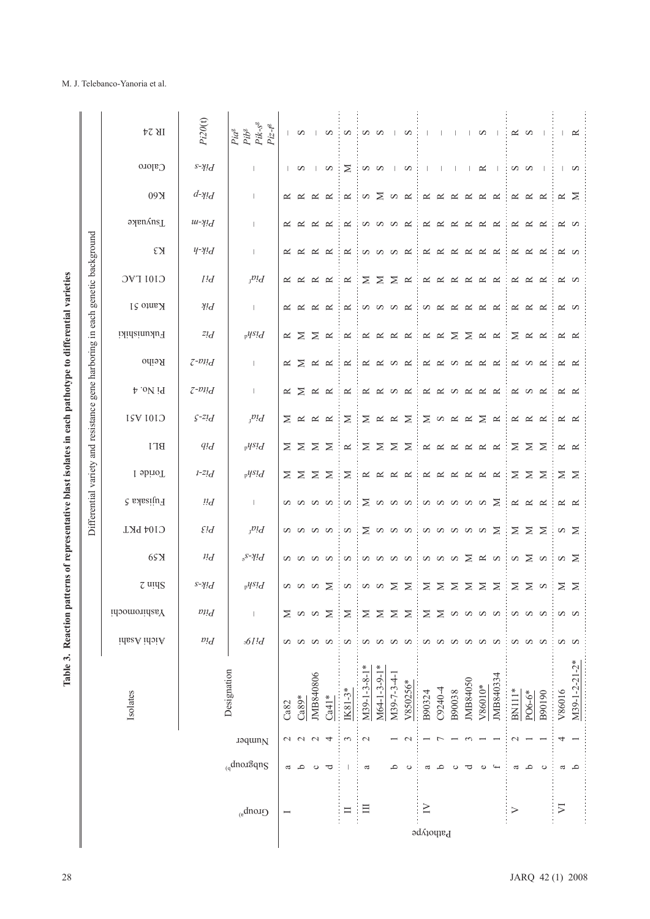**Table 3. Reaction patterns of representative blast isolates in each pathotype to differential varieties**

| Pathotype | | | Isolates | Differential variety and resistance gene harboring in each genetic background | | | | | | | | | | | | | | | | | | |
|---|---|---|---|---|---|---|---|---|---|---|---|---|---|---|---|---|---|---|---|---|---|---|
| | | | | Aichi Asahi | Yashiromochi | Shin 2 | K59 | C104 PKT | Fujisaka 5 | Toride 1 | BL1 | C101 A51 | Pi No. 4 | Reiho | Fukunishiki | Kanto 51 | C101 LAC | K3 | Tsuyuake | K60 | Caloro | IR 24 |
| | | | | *Pia* | *Pita* | *Pik-s* | *Pit* | *Pi3* | *Pii* | *Piz-t* | *Pib* | *Piz-5* | *Pita-2* | *Pita-2* | *Piz* | *Pik* | *Pi1* | *Pik-h* | *Pik-m* | *Pik-p* | *Pik-s* | *Pi20*(t) |
| Group[a)] | Subgroup[b)] | Number | Designation | *Pi19*[f] | – | *Pish*[d] | *Pik-s*[e] | *Pia*[f] | – | *Pish*[d] | *Pish*[d] | *Pia*[f] | – | – | *Pish*[d] | – | *Pia*[f] | – | – | – | – | *Pia*[g] *Pib*[g] *Pik-s*[g] *Piz-t*[g] |
| I | a | 2 | Ca82 | S | M | S | S | S | S | M | M | M | R | R | R | R | R | R | R | R | – | – |
| | b | 2 | Ca89* | S | S | S | S | S | S | M | M | R | M | M | M | R | R | R | R | R | S | S |
| | c | 2 | JMB840806 | S | S | S | S | S | S | M | M | R | R | R | M | R | R | R | R | R | – | – |
| | d | 4 | Ca41* | S | M | M | S | S | S | M | M | R | R | R | R | R | R | R | R | R | S | S |
| II | – | 3 | IK81-3* | S | M | S | S | S | S | M | R | M | R | R | R | R | R | R | R | R | M | S |
| III | a | 2 | M39-1-3-8-1* | S | M | S | S | M | M | R | M | M | R | R | R | S | M | S | S | S | S | S |
| | | | M64-1-3-9-1* | S | M | S | S | S | S | R | M | R | R | R | R | S | M | S | S | M | S | S |
| | b | 1 | M39-7-3-4-1 | S | M | M | S | S | S | R | M | R | S | S | R | S | M | S | S | S | – | – |
| | c | 2 | V850256* | S | M | M | S | S | S | R | M | M | R | R | R | R | R | R | R | R | S | S |
| IV | a | 1 | B90324 | S | M | M | S | S | S | R | R | M | R | R | R | S | R | R | R | R | – | – |
| | b | 7 | C9240-4 | S | M | M | S | S | S | R | R | S | R | R | R | R | R | R | R | R | – | – |
| | c | 1 | B90038 | S | S | M | S | S | S | R | R | R | S | S | M | R | R | R | R | R | – | – |
| | d | 3 | JMB84050 | S | S | M | M | S | S | R | R | R | R | R | M | R | R | R | R | R | – | – |
| | e | 1 | V86010* | S | S | M | R | S | S | R | R | M | R | R | R | R | R | R | R | R | R | S |
| | f | 1 | JMB840334 | S | S | M | S | M | M | R | R | R | R | R | R | R | R | R | R | R | – | – |
| V | a | 2 | BN111* | S | S | M | S | M | R | M | M | R | R | R | M | R | R | R | R | R | S | R |
| | b | 1 | PO6-6* | S | S | M | M | M | R | M | M | R | S | S | R | R | R | R | R | R | S | S |
| | c | 1 | B90190 | S | S | S | S | M | R | M | M | R | R | R | R | R | R | R | R | R | – | – |
| VI | a | 4 | V86016 | S | S | M | S | S | R | M | R | R | R | R | R | R | R | R | R | R | – | – |
| | b | 1 | M39-1-2-21-2* | S | S | M | M | M | R | M | R | R | R | R | R | S | S | S | S | M | S | R |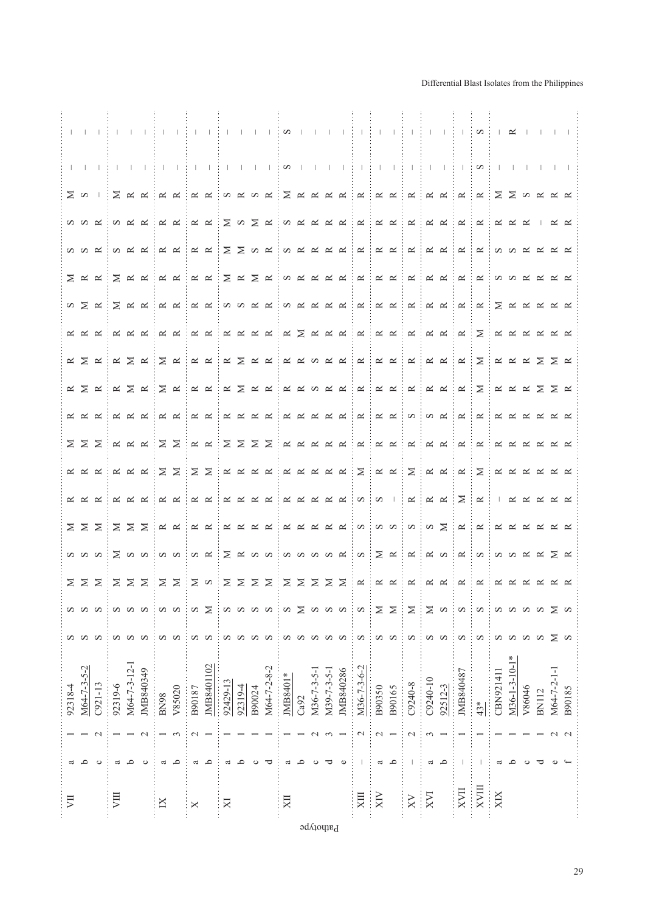| | | | | | | | | | | | | | | | | | | | | | |
|---|---|---|---|---|---|---|---|---|---|---|---|---|---|---|---|---|---|---|---|---|---|
| VII | a | 1 | 92318-4 | S | S | M | S | M | R | R | M | R | R | R | R | S | M | S | S | M | – | – |
| | b | 1 | M64-7-3-5-2 | S | S | M | S | M | R | R | M | R | M | M | R | M | R | S | S | S | – | – |
| | c | 2 | C921-13 | S | S | M | S | M | R | R | M | R | R | R | R | R | R | R | R | – | – | – |
| VIII | a | 1 | 92319-6 | S | S | M | M | M | R | R | R | R | R | R | R | M | M | S | S | M | – | – |
| | b | 1 | M64-7-3-12-1 | S | S | M | S | M | R | R | R | R | M | M | R | R | R | R | R | R | – | – |
| | c | 2 | JMB840349 | S | S | M | S | M | R | R | R | R | R | R | R | R | R | R | R | R | – | – |
| IX | a | 1 | BN98 | S | S | M | S | R | R | M | M | R | M | M | R | R | R | R | R | R | – | – |
| | b | 3 | V85020 | S | S | M | S | R | R | M | M | R | R | R | R | R | R | R | R | R | – | – |
| X | a | 2 | B90187 | S | S | M | S | R | R | M | R | R | R | R | R | R | R | R | R | R | – | – |
| | b | 1 | JMB8401102 | S | M | S | R | R | R | M | R | R | R | R | R | R | R | R | R | R | – | – |
| XI | a | 1 | 92429-13 | S | S | M | M | R | R | R | M | R | R | R | R | S | M | M | M | S | – | – |
| | b | 1 | 92319-4 | S | S | M | R | R | R | R | M | R | M | M | R | S | R | M | S | R | – | – |
| | c | 1 | B90024 | S | S | M | S | R | R | R | M | R | R | R | R | R | M | S | M | S | – | – |
| | d | 1 | M64-7-2-8-2 | S | S | M | S | R | R | R | M | R | R | R | R | R | R | R | R | R | – | – |
| XII | a | 1 | JMB8401* | S | S | M | S | R | R | R | R | R | R | R | R | S | S | S | S | M | S | S |
| | b | 1 | Ca92 | S | M | M | S | R | R | R | R | R | R | R | M | R | R | R | R | R | – | – |
| | c | 2 | M36-7-3-5-1 | S | S | M | S | R | R | R | R | R | S | S | R | R | R | R | R | R | – | – |
| | d | 3 | M39-7-3-5-1 | S | S | M | S | R | R | R | R | R | R | R | R | R | R | R | R | R | – | – |
| | e | 1 | JMB840286 | S | S | M | R | R | R | R | R | R | R | R | R | R | R | R | R | R | – | – |
| XIII | – | 2 | M36-7-3-6-2 | S | S | R | S | S | S | M | R | R | R | R | R | R | R | R | R | R | – | – |
| XIV | a | 2 | B90350 | S | M | R | M | S | S | R | R | R | R | R | R | R | R | R | R | R | – | – |
| | b | 1 | B90165 | S | M | R | R | S | – | R | R | R | R | R | R | R | R | R | R | R | – | – |
| XV | – | 2 | C9240-8 | S | M | R | R | S | R | M | R | S | R | R | R | R | R | R | R | R | – | – |
| XVI | a | 3 | C9240-10 | S | M | R | R | S | R | R | R | S | R | R | R | R | R | R | R | R | – | – |
| | b | 1 | 92512-3 | S | S | R | S | M | R | R | R | R | R | R | R | R | R | R | R | R | – | – |
| XVII | – | 1 | JMB840487 | S | S | R | R | R | M | R | R | R | R | R | R | R | R | R | R | R | – | – |
| XVIII | – | 1 | 43* | S | S | R | S | R | R | M | R | R | M | M | M | R | R | R | R | R | S | S |
| XIX | a | 1 | CBN921411 | S | S | R | S | R | – | R | R | R | R | R | R | M | S | S | R | M | – | – |
| | b | 1 | M36-1-3-10-1* | S | S | R | S | R | R | R | R | R | R | R | R | R | S | S | R | M | – | R |
| | c | 1 | V86046 | S | S | R | R | R | R | R | R | R | R | R | R | R | R | R | R | S | – | – |
| | d | 1 | BN112 | S | S | R | R | R | R | R | R | R | M | M | R | R | R | R | – | R | – | – |
| | e | 2 | M64-7-2-1-1 | M | M | R | M | R | R | R | R | R | M | M | R | R | R | R | R | R | – | – |
| | f | 2 | B90185 | S | S | R | R | R | R | R | R | R | R | R | R | R | R | R | R | R | – | – |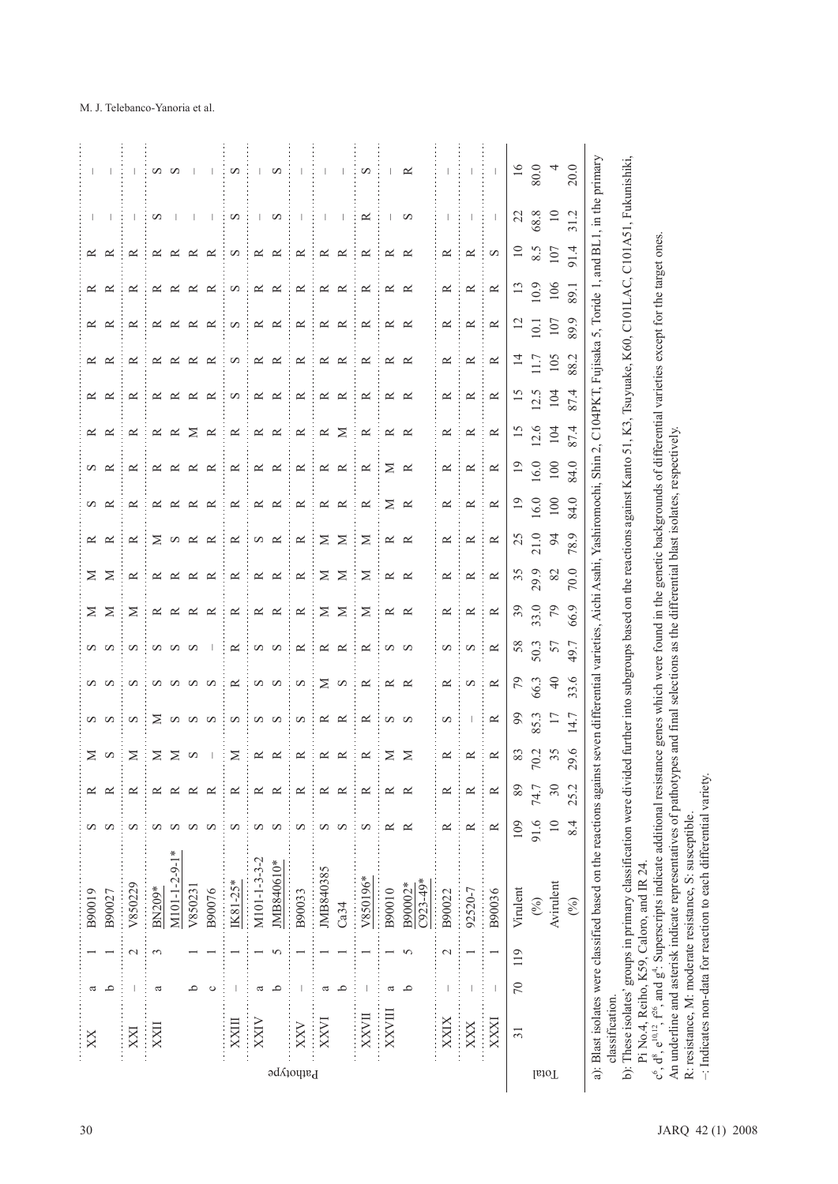| Pathotype | Subgroup | No. of isolates | Isolate | | | | | | | | | | | | | | | | | | | |
|---|---|---|---|---|---|---|---|---|---|---|---|---|---|---|---|---|---|---|---|---|---|---|
| XX | a | 1 | B90019 | S | R | M | S | S | S | M | M | R | S | S | R | R | R | R | R | R | – | – |
| | b | 1 | B90027 | S | R | S | S | S | S | M | M | R | R | R | R | R | R | R | R | R | – | – |
| XXI | – | 2 | V850229 | S | R | M | S | S | S | M | R | R | R | R | R | R | R | R | R | R | – | – |
| XXII | a | 3 | BN209* | S | R | M | M | S | S | R | R | M | R | R | R | R | R | R | R | R | S | S |
| | | | M101-1-2-9-1* | S | R | M | S | S | S | R | R | S | R | R | R | R | R | R | R | R | – | S |
| | b | 1 | V850231 | S | R | S | S | S | S | R | R | R | R | R | M | R | R | R | R | R | – | – |
| | c | 1 | B90076 | S | R | – | S | S | – | R | R | R | R | R | R | R | R | R | R | R | – | – |
| XXIII | – | 1 | IK81-25* | S | R | M | S | R | R | R | R | R | R | R | R | S | S | S | S | S | S | S |
| XXIV | a | 1 | M101-1-3-3-2 | S | R | R | S | S | S | R | R | S | R | R | R | R | R | R | R | R | – | – |
| | b | 5 | JMB840610* | S | R | R | S | S | S | R | R | R | R | R | R | R | R | R | R | R | S | S |
| XXV | – | 1 | B90033 | S | R | R | S | S | R | R | R | R | R | R | R | R | R | R | R | R | – | – |
| XXVI | a | 1 | JMB840385 | S | R | R | R | M | R | M | M | M | R | R | R | R | R | R | R | R | – | – |
| | b | 1 | Ca34 | S | R | R | R | S | R | M | M | M | R | R | M | R | R | R | R | R | – | – |
| XXVII | – | 1 | V850196* | S | R | R | R | R | R | M | M | M | R | R | R | R | R | R | R | R | R | S |
| XXVIII | a | 1 | B90010 | R | R | M | S | R | S | R | R | R | M | M | R | R | R | R | R | R | – | – |
| | b | 5 | B90002*, C923-49* | R | R | M | S | R | S | R | R | R | R | R | R | R | R | R | R | R | S | R |
| XXIX | – | 2 | B90022 | R | R | R | S | R | S | R | R | R | R | R | R | R | R | R | R | R | – | – |
| XXX | – | 1 | 92520-7 | R | R | R | – | S | S | R | R | R | R | R | R | R | R | R | R | R | – | – |
| XXXI | – | 1 | B90036 | R | R | R | R | R | R | R | R | R | R | R | R | R | R | R | R | S | – | – |
| Total 31 | 70 | 119 | Virulent | 109 | 89 | 83 | 99 | 79 | 58 | 39 | 35 | 25 | 19 | 19 | 15 | 15 | 14 | 12 | 13 | 10 | 22 | 16 |
| | | | (%) | 91.6 | 74.7 | 70.2 | 85.3 | 66.3 | 50.3 | 33.0 | 29.9 | 21.0 | 16.0 | 16.0 | 12.6 | 12.5 | 11.7 | 10.1 | 10.9 | 8.5 | 68.8 | 80.0 |
| | | | Avirulent | 10 | 30 | 35 | 17 | 40 | 57 | 79 | 82 | 94 | 100 | 100 | 104 | 104 | 105 | 107 | 106 | 107 | 10 | 4 |
| | | | (%) | 8.4 | 25.2 | 29.6 | 14.7 | 33.6 | 49.7 | 66.9 | 70.0 | 78.9 | 84.0 | 84.0 | 87.4 | 87.4 | 88.2 | 89.9 | 89.1 | 91.4 | 31.2 | 20.0 |

a): Blast isolates were classified based on the reactions against seven differential varieties, Aichi Asahi, Yashiromochi, Shin 2, C104PKT, Fujisaka 5, Toride 1, and BL1, in the primary classification.

b): These isolates' groups in primary classification were divided further into subgroups based on the reactions against Kanto 51, K3, Tsuyuake, K60, C101LAC, C101A51, Fukunishiki, Pi No.4, Reiho, K59, Caloro, and IR 24.

$c^6$, $d^8$, $e^{10,12}$, $f^{26}$, and $g^4$. Superscripts indicate additional resistance genes which were found in the genetic backgrounds of differential varieties except for the target ones.

An underline and asterisk indicate representatives of pathotypes and final selections as the differential blast isolates, respectively.

R: resistance, M: moderate resistance, S: susceptible.

–: Indicates non-data for reaction to each differential variety.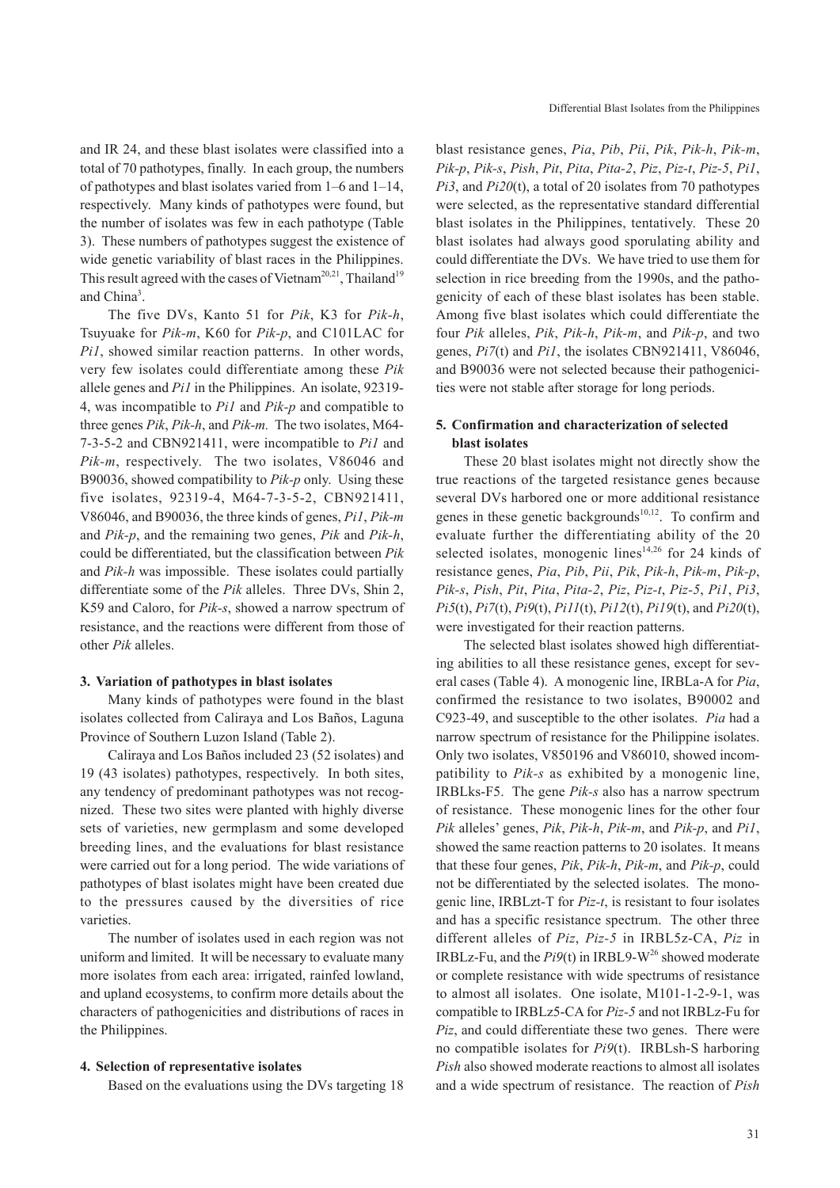and IR 24, and these blast isolates were classified into a total of 70 pathotypes, finally. In each group, the numbers of pathotypes and blast isolates varied from 1–6 and 1–14, respectively. Many kinds of pathotypes were found, but the number of isolates was few in each pathotype (Table 3). These numbers of pathotypes suggest the existence of wide genetic variability of blast races in the Philippines. This result agreed with the cases of Vietnam[20,21], Thailand[19] and China[3].

The five DVs, Kanto 51 for *Pik*, K3 for *Pik-h*, Tsuyuake for *Pik-m*, K60 for *Pik-p*, and C101LAC for *Pi1*, showed similar reaction patterns. In other words, very few isolates could differentiate among these *Pik* allele genes and *Pi1* in the Philippines. An isolate, 92319-4, was incompatible to *Pi1* and *Pik-p* and compatible to three genes *Pik*, *Pik-h*, and *Pik-m*. The two isolates, M64-7-3-5-2 and CBN921411, were incompatible to *Pi1* and *Pik-m*, respectively. The two isolates, V86046 and B90036, showed compatibility to *Pik-p* only. Using these five isolates, 92319-4, M64-7-3-5-2, CBN921411, V86046, and B90036, the three kinds of genes, *Pi1*, *Pik-m* and *Pik-p*, and the remaining two genes, *Pik* and *Pik-h*, could be differentiated, but the classification between *Pik* and *Pik-h* was impossible. These isolates could partially differentiate some of the *Pik* alleles. Three DVs, Shin 2, K59 and Caloro, for *Pik-s*, showed a narrow spectrum of resistance, and the reactions were different from those of other *Pik* alleles.

## 3. Variation of pathotypes in blast isolates

Many kinds of pathotypes were found in the blast isolates collected from Caliraya and Los Baños, Laguna Province of Southern Luzon Island (Table 2).

Caliraya and Los Baños included 23 (52 isolates) and 19 (43 isolates) pathotypes, respectively. In both sites, any tendency of predominant pathotypes was not recognized. These two sites were planted with highly diverse sets of varieties, new germplasm and some developed breeding lines, and the evaluations for blast resistance were carried out for a long period. The wide variations of pathotypes of blast isolates might have been created due to the pressures caused by the diversities of rice varieties.

The number of isolates used in each region was not uniform and limited. It will be necessary to evaluate many more isolates from each area: irrigated, rainfed lowland, and upland ecosystems, to confirm more details about the characters of pathogenicities and distributions of races in the Philippines.

## 4. Selection of representative isolates

Based on the evaluations using the DVs targeting 18 blast resistance genes, *Pia*, *Pib*, *Pii*, *Pik*, *Pik-h*, *Pik-m*, *Pik-p*, *Pik-s*, *Pish*, *Pit*, *Pita*, *Pita-2*, *Piz*, *Piz-t*, *Piz-5*, *Pi1*, *Pi3*, and *Pi20*(t), a total of 20 isolates from 70 pathotypes were selected, as the representative standard differential blast isolates in the Philippines, tentatively. These 20 blast isolates had always good sporulating ability and could differentiate the DVs. We have tried to use them for selection in rice breeding from the 1990s, and the pathogenicity of each of these blast isolates has been stable. Among five blast isolates which could differentiate the four *Pik* alleles, *Pik*, *Pik-h*, *Pik-m*, and *Pik-p*, and two genes, *Pi7*(t) and *Pi1*, the isolates CBN921411, V86046, and B90036 were not selected because their pathogenicities were not stable after storage for long periods.

## 5. Confirmation and characterization of selected blast isolates

These 20 blast isolates might not directly show the true reactions of the targeted resistance genes because several DVs harbored one or more additional resistance genes in these genetic backgrounds[10,12]. To confirm and evaluate further the differentiating ability of the 20 selected isolates, monogenic lines[14,26] for 24 kinds of resistance genes, *Pia*, *Pib*, *Pii*, *Pik*, *Pik-h*, *Pik-m*, *Pik-p*, *Pik-s*, *Pish*, *Pit*, *Pita*, *Pita-2*, *Piz*, *Piz-t*, *Piz-5*, *Pi1*, *Pi3*, *Pi5*(t), *Pi7*(t), *Pi9*(t), *Pi11*(t), *Pi12*(t), *Pi19*(t), and *Pi20*(t), were investigated for their reaction patterns.

The selected blast isolates showed high differentiating abilities to all these resistance genes, except for several cases (Table 4). A monogenic line, IRBLa-A for *Pia*, confirmed the resistance to two isolates, B90002 and C923-49, and susceptible to the other isolates. *Pia* had a narrow spectrum of resistance for the Philippine isolates. Only two isolates, V850196 and V86010, showed incompatibility to *Pik-s* as exhibited by a monogenic line, IRBLks-F5. The gene *Pik-s* also has a narrow spectrum of resistance. These monogenic lines for the other four *Pik* alleles' genes, *Pik*, *Pik-h*, *Pik-m*, and *Pik-p*, and *Pi1*, showed the same reaction patterns to 20 isolates. It means that these four genes, *Pik*, *Pik-h*, *Pik-m*, and *Pik-p*, could not be differentiated by the selected isolates. The monogenic line, IRBLzt-T for *Piz-t*, is resistant to four isolates and has a specific resistance spectrum. The other three different alleles of *Piz*, *Piz-5* in IRBL5z-CA, *Piz* in IRBLz-Fu, and the *Pi9*(t) in IRBL9-W[26] showed moderate or complete resistance with wide spectrums of resistance to almost all isolates. One isolate, M101-1-2-9-1, was compatible to IRBLz5-CA for *Piz-5* and not IRBLz-Fu for *Piz*, and could differentiate these two genes. There were no compatible isolates for *Pi9*(t). IRBLsh-S harboring *Pish* also showed moderate reactions to almost all isolates and a wide spectrum of resistance. The reaction of *Pish*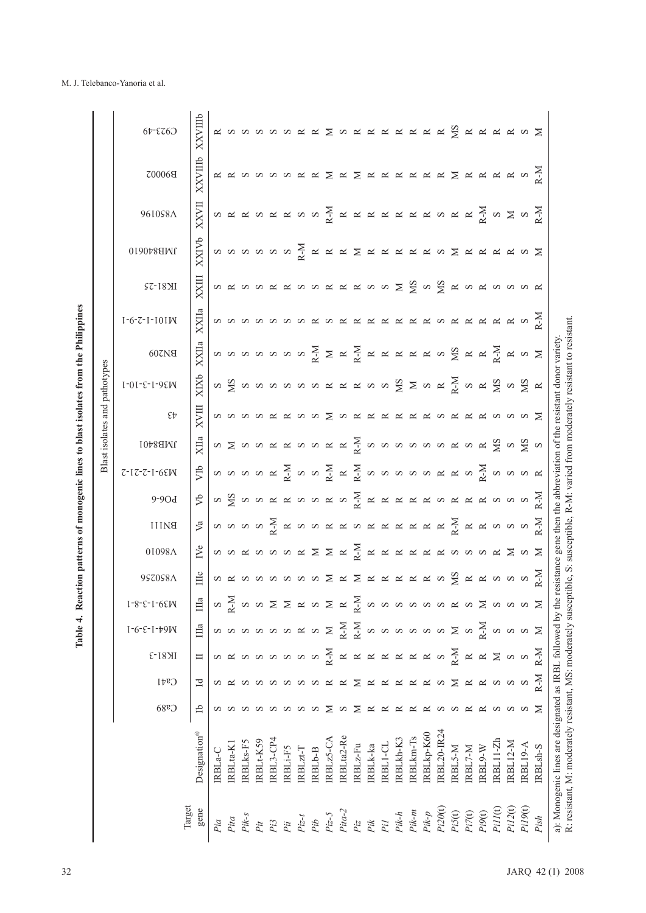**Table 4. Reaction patterns of monogenic lines to blast isolates from the Philippines**

| Target gene | Designation[a)] | Blast isolates and pathotypes | | | | | | | | | | | | | | | | | | | |
|---|---|---|---|---|---|---|---|---|---|---|---|---|---|---|---|---|---|---|---|---|---|
| | | Ca89 | Ca41 | IK81-3 | M64-1-3-9-1 | M39-1-3-8-1 | V850256 | V86010 | BN111 | PO6-6 | M39-1-2-21-2 | JMB8401 | 43 | M36-1-3-10-1 | BN209 | M101-1-2-9-1 | IK81-25 | JMB840610 | V850196 | B90002 | C923-49 |
| | | Ib | Id | II | IIIa | IIIa | IIIc | IVe | Va | Vb | VIb | XIIa | XVIII | XIXb | XXIIa | XXIIa | XXIII | XXIVb | XXVII | XXVIIIb | XXVIIIb |
| *Pia* | IRBLa-C | S | S | S | S | S | S | S | S | S | S | S | S | S | S | S | S | S | S | R | R |
| *Pita* | IRBLta-K1 | S | R | R | S | R-M | R | S | S | MS | S | M | S | MS | S | S | R | S | R | R | S |
| *Pik-s* | IRBLks-F5 | S | S | S | S | S | S | R | S | S | S | S | S | S | S | S | S | S | R | S | S |
| *Pit* | IRBLt-K59 | S | S | S | S | S | S | S | S | S | S | S | S | S | S | S | S | S | S | S | S |
| *Pi3* | IRBL3-CP4 | S | S | S | S | M | S | S | R-M | R | R | R | R | S | S | S | R | S | R | S | S |
| *Pii* | IRBLi-F5 | S | S | S | S | M | S | S | R | R | R-M | R | R | S | S | S | R | S | R | S | S |
| *Piz-t* | IRBLzt-T | S | S | S | R | R | S | R | S | S | S | S | S | S | S | S | S | R-M | S | R | R |
| *Pib* | IRBLb-B | S | S | S | S | S | S | M | S | S | S | S | S | S | R-M | R | S | R | S | R | R |
| *Piz-5* | IRBLz5-CA | M | R | R-M | M | M | M | M | R | R | R-M | R | M | R | M | S | R | R | R-M | M | M |
| *Pita-2* | IRBLta2-Re | S | R | R | R-M | R | R | R | R | S | R | R | S | R | R | R | R | R | R | R | S |
| *Piz* | IRBLz-Fu | M | M | R | R-M | R-M | M | R-M | S | R-M | R-M | R-M | R | R | R-M | R | R | M | R | M | R |
| *Pik* | IRBLk-ka | R | R | R | S | S | R | R | R | R | S | S | R | S | R | R | S | R | R | R | R |
| *Pi1* | IRBL1-CL | R | R | R | S | S | R | R | R | R | S | S | R | S | R | R | S | R | R | R | R |
| *Pik-h* | IRBLkh-K3 | R | R | R | S | S | R | R | R | R | S | S | R | MS | R | R | M | R | R | R | R |
| *Pik-m* | IRBLkm-Ts | R | R | R | S | S | R | R | R | R | S | S | R | M | R | R | MS | R | R | R | R |
| *Pik-p* | IRBLkp-K60 | R | R | R | S | S | R | R | R | R | S | S | R | S | R | R | S | R | R | R | R |
| *Pi20(t)* | IRBL20-IR24 | S | S | S | S | S | S | R | R | S | R | S | S | R | S | S | MS | S | S | R | R |
| *Pi5(t)* | IRBL5-M | S | M | R-M | M | R | MS | S | R-M | R | R | R | R | R-M | MS | R | R | M | R | M | MS |
| *Pi7(t)* | IRBL7-M | R | R | R | S | S | R | S | R | R | S | S | R | S | R | R | S | R | R | R | R |
| *Pi9(t)* | IRBL9-W | R | R | R | R-M | M | R | S | R | R | R-M | R | R | R | R | R | R | R | R-M | R | R |
| *Pi11(t)* | IRBL11-Zh | S | S | M | S | S | S | R | S | S | S | MS | S | MS | R-M | R | S | R | S | R | R |
| *Pi12(t)* | IRBL12-M | S | S | S | S | S | S | M | S | S | S | S | S | S | R | R | S | R | M | R | R |
| *Pi19(t)* | IRBL19-A | S | S | S | S | S | S | S | S | S | S | MS | S | MS | S | S | S | S | S | S | S |
| *Pish* | IRBLsh-S | M | R-M | R-M | M | M | R-M | M | R-M | R-M | R | S | M | R | M | R-M | R | M | R-M | R-M | M |

a): Monogenic lines are designated as IRBL followed by the resistance gene then the abbreviation of the resistant donor variety.
R: resistant, M: moderately resistant, MS: moderately susceptible, S: susceptible, R-M: varied from moderately resistant to resistant.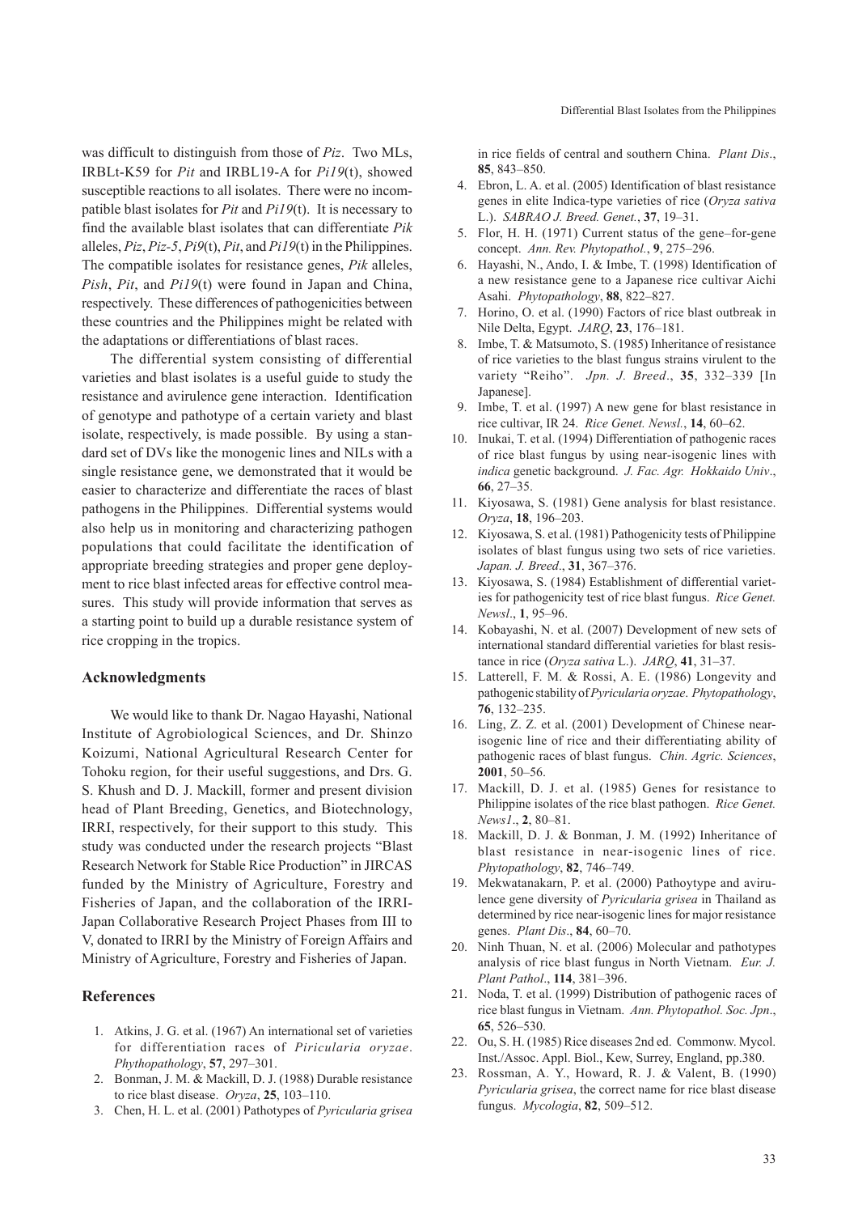was difficult to distinguish from those of *Piz*. Two MLs, IRBLt-K59 for *Pit* and IRBL19-A for *Pi19*(t), showed susceptible reactions to all isolates. There were no incompatible blast isolates for *Pit* and *Pi19*(t). It is necessary to find the available blast isolates that can differentiate *Pik* alleles, *Piz*, *Piz-5*, *Pi9*(t), *Pit*, and *Pi19*(t) in the Philippines. The compatible isolates for resistance genes, *Pik* alleles, *Pish*, *Pit*, and *Pi19*(t) were found in Japan and China, respectively. These differences of pathogenicities between these countries and the Philippines might be related with the adaptations or differentiations of blast races.

The differential system consisting of differential varieties and blast isolates is a useful guide to study the resistance and avirulence gene interaction. Identification of genotype and pathotype of a certain variety and blast isolate, respectively, is made possible. By using a standard set of DVs like the monogenic lines and NILs with a single resistance gene, we demonstrated that it would be easier to characterize and differentiate the races of blast pathogens in the Philippines. Differential systems would also help us in monitoring and characterizing pathogen populations that could facilitate the identification of appropriate breeding strategies and proper gene deployment to rice blast infected areas for effective control measures. This study will provide information that serves as a starting point to build up a durable resistance system of rice cropping in the tropics.

## Acknowledgments

We would like to thank Dr. Nagao Hayashi, National Institute of Agrobiological Sciences, and Dr. Shinzo Koizumi, National Agricultural Research Center for Tohoku region, for their useful suggestions, and Drs. G. S. Khush and D. J. Mackill, former and present division head of Plant Breeding, Genetics, and Biotechnology, IRRI, respectively, for their support to this study. This study was conducted under the research projects "Blast Research Network for Stable Rice Production" in JIRCAS funded by the Ministry of Agriculture, Forestry and Fisheries of Japan, and the collaboration of the IRRI-Japan Collaborative Research Project Phases from III to V, donated to IRRI by the Ministry of Foreign Affairs and Ministry of Agriculture, Forestry and Fisheries of Japan.

## References

1. Atkins, J. G. et al. (1967) An international set of varieties for differentiation races of *Piricularia oryzae*. *Phythopathology*, **57**, 297–301.
2. Bonman, J. M. & Mackill, D. J. (1988) Durable resistance to rice blast disease. *Oryza*, **25**, 103–110.
3. Chen, H. L. et al. (2001) Pathotypes of *Pyricularia grisea* in rice fields of central and southern China. *Plant Dis*., **85**, 843–850.
4. Ebron, L. A. et al. (2005) Identification of blast resistance genes in elite Indica-type varieties of rice (*Oryza sativa* L.). *SABRAO J. Breed. Genet.*, **37**, 19–31.
5. Flor, H. H. (1971) Current status of the gene–for-gene concept. *Ann. Rev. Phytopathol.*, **9**, 275–296.
6. Hayashi, N., Ando, I. & Imbe, T. (1998) Identification of a new resistance gene to a Japanese rice cultivar Aichi Asahi. *Phytopathology*, **88**, 822–827.
7. Horino, O. et al. (1990) Factors of rice blast outbreak in Nile Delta, Egypt. *JARQ*, **23**, 176–181.
8. Imbe, T. & Matsumoto, S. (1985) Inheritance of resistance of rice varieties to the blast fungus strains virulent to the variety "Reiho". *Jpn. J. Breed*., **35**, 332–339 [In Japanese].
9. Imbe, T. et al. (1997) A new gene for blast resistance in rice cultivar, IR 24. *Rice Genet. Newsl.*, **14**, 60–62.
10. Inukai, T. et al. (1994) Differentiation of pathogenic races of rice blast fungus by using near-isogenic lines with *indica* genetic background. *J. Fac. Agr. Hokkaido Univ*., **66**, 27–35.
11. Kiyosawa, S. (1981) Gene analysis for blast resistance. *Oryza*, **18**, 196–203.
12. Kiyosawa, S. et al. (1981) Pathogenicity tests of Philippine isolates of blast fungus using two sets of rice varieties. *Japan. J. Breed*., **31**, 367–376.
13. Kiyosawa, S. (1984) Establishment of differential varieties for pathogenicity test of rice blast fungus. *Rice Genet. Newsl*., **1**, 95–96.
14. Kobayashi, N. et al. (2007) Development of new sets of international standard differential varieties for blast resistance in rice (*Oryza sativa* L.). *JARQ*, **41**, 31–37.
15. Latterell, F. M. & Rossi, A. E. (1986) Longevity and pathogenic stability of *Pyricularia oryzae*. *Phytopathology*, **76**, 132–235.
16. Ling, Z. Z. et al. (2001) Development of Chinese near-isogenic line of rice and their differentiating ability of pathogenic races of blast fungus. *Chin. Agric. Sciences*, **2001**, 50–56.
17. Mackill, D. J. et al. (1985) Genes for resistance to Philippine isolates of the rice blast pathogen. *Rice Genet. News1*., **2**, 80–81.
18. Mackill, D. J. & Bonman, J. M. (1992) Inheritance of blast resistance in near-isogenic lines of rice. *Phytopathology*, **82**, 746–749.
19. Mekwatanakarn, P. et al. (2000) Pathoytype and avirulence gene diversity of *Pyricularia grisea* in Thailand as determined by rice near-isogenic lines for major resistance genes. *Plant Dis*., **84**, 60–70.
20. Ninh Thuan, N. et al. (2006) Molecular and pathotypes analysis of rice blast fungus in North Vietnam. *Eur. J. Plant Pathol*., **114**, 381–396.
21. Noda, T. et al. (1999) Distribution of pathogenic races of rice blast fungus in Vietnam. *Ann. Phytopathol. Soc. Jpn*., **65**, 526–530.
22. Ou, S. H. (1985) Rice diseases 2nd ed. Commonw. Mycol. Inst./Assoc. Appl. Biol., Kew, Surrey, England, pp.380.
23. Rossman, A. Y., Howard, R. J. & Valent, B. (1990) *Pyricularia grisea*, the correct name for rice blast disease fungus. *Mycologia*, **82**, 509–512.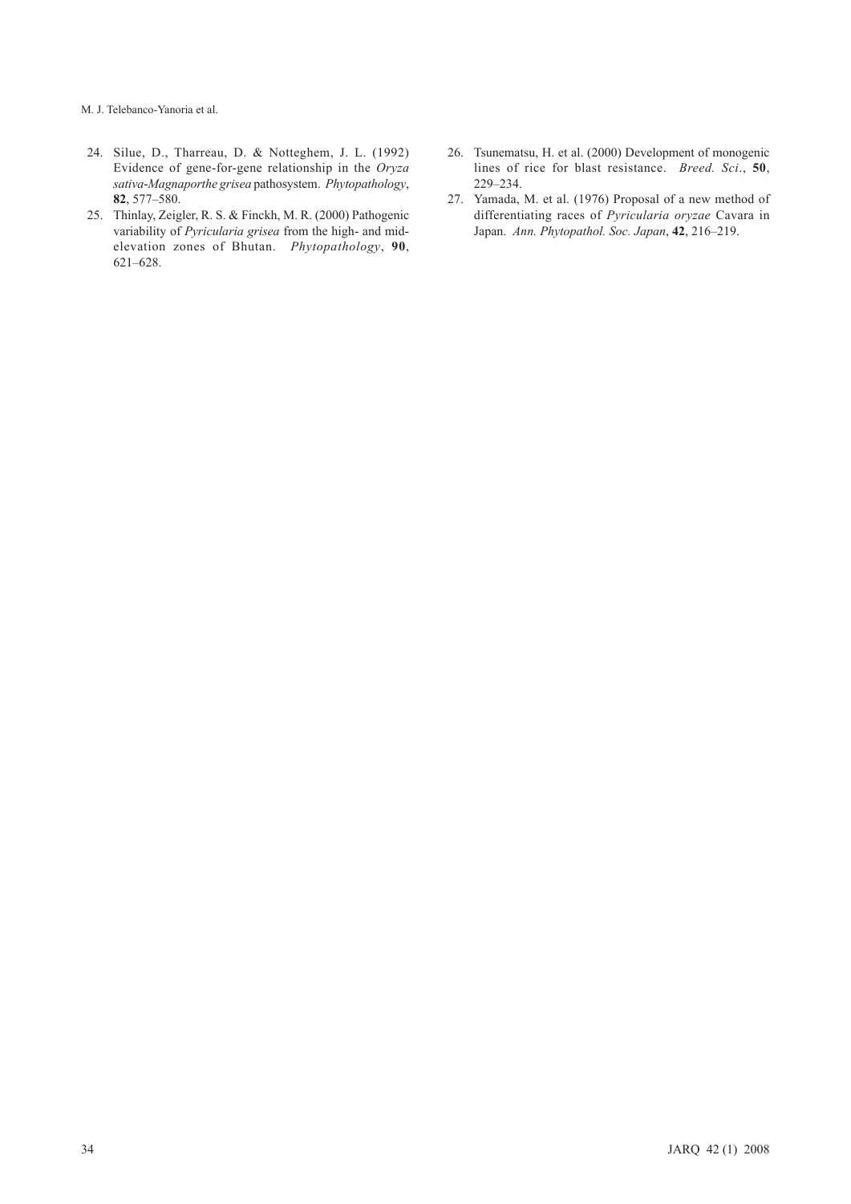24. Silue, D., Tharreau, D. & Notteghem, J. L. (1992) Evidence of gene-for-gene relationship in the *Oryza sativa-Magnaporthe grisea* pathosystem. *Phytopathology*, **82**, 577–580.
25. Thinlay, Zeigler, R. S. & Finckh, M. R. (2000) Pathogenic variability of *Pyricularia grisea* from the high- and mid-elevation zones of Bhutan. *Phytopathology*, **90**, 621–628.
26. Tsunematsu, H. et al. (2000) Development of monogenic lines of rice for blast resistance. *Breed. Sci*., **50**, 229–234.
27. Yamada, M. et al. (1976) Proposal of a new method of differentiating races of *Pyricularia oryzae* Cavara in Japan. *Ann. Phytopathol. Soc. Japan*, **42**, 216–219.